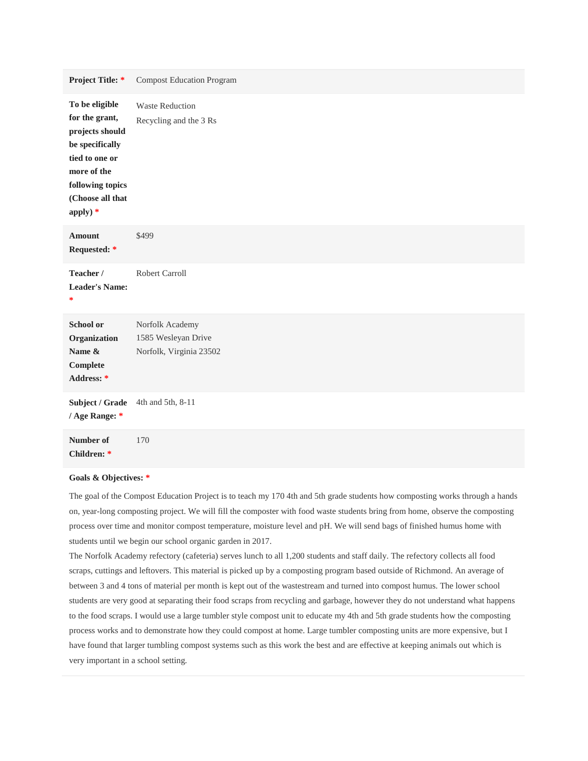| | |
|---|---|
| **Project Title:** * | Compost Education Program |
| **To be eligible for the grant, projects should be specifically tied to one or more of the following topics (Choose all that apply)** * | Waste Reduction<br>Recycling and the 3 Rs |
| **Amount Requested:** * | $499 |
| **Teacher / Leader's Name:** * | Robert Carroll |
| **School or Organization Name & Complete Address:** * | Norfolk Academy<br>1585 Wesleyan Drive<br>Norfolk, Virginia 23502 |
| **Subject / Grade / Age Range:** * | 4th and 5th, 8-11 |
| **Number of Children:** * | 170 |

**Goals & Objectives:** *

The goal of the Compost Education Project is to teach my 170 4th and 5th grade students how composting works through a hands on, year-long composting project. We will fill the composter with food waste students bring from home, observe the composting process over time and monitor compost temperature, moisture level and pH. We will send bags of finished humus home with students until we begin our school organic garden in 2017.

The Norfolk Academy refectory (cafeteria) serves lunch to all 1,200 students and staff daily. The refectory collects all food scraps, cuttings and leftovers. This material is picked up by a composting program based outside of Richmond. An average of between 3 and 4 tons of material per month is kept out of the wastestream and turned into compost humus. The lower school students are very good at separating their food scraps from recycling and garbage, however they do not understand what happens to the food scraps. I would use a large tumbler style compost unit to educate my 4th and 5th grade students how the composting process works and to demonstrate how they could compost at home. Large tumbler composting units are more expensive, but I have found that larger tumbling compost systems such as this work the best and are effective at keeping animals out which is very important in a school setting.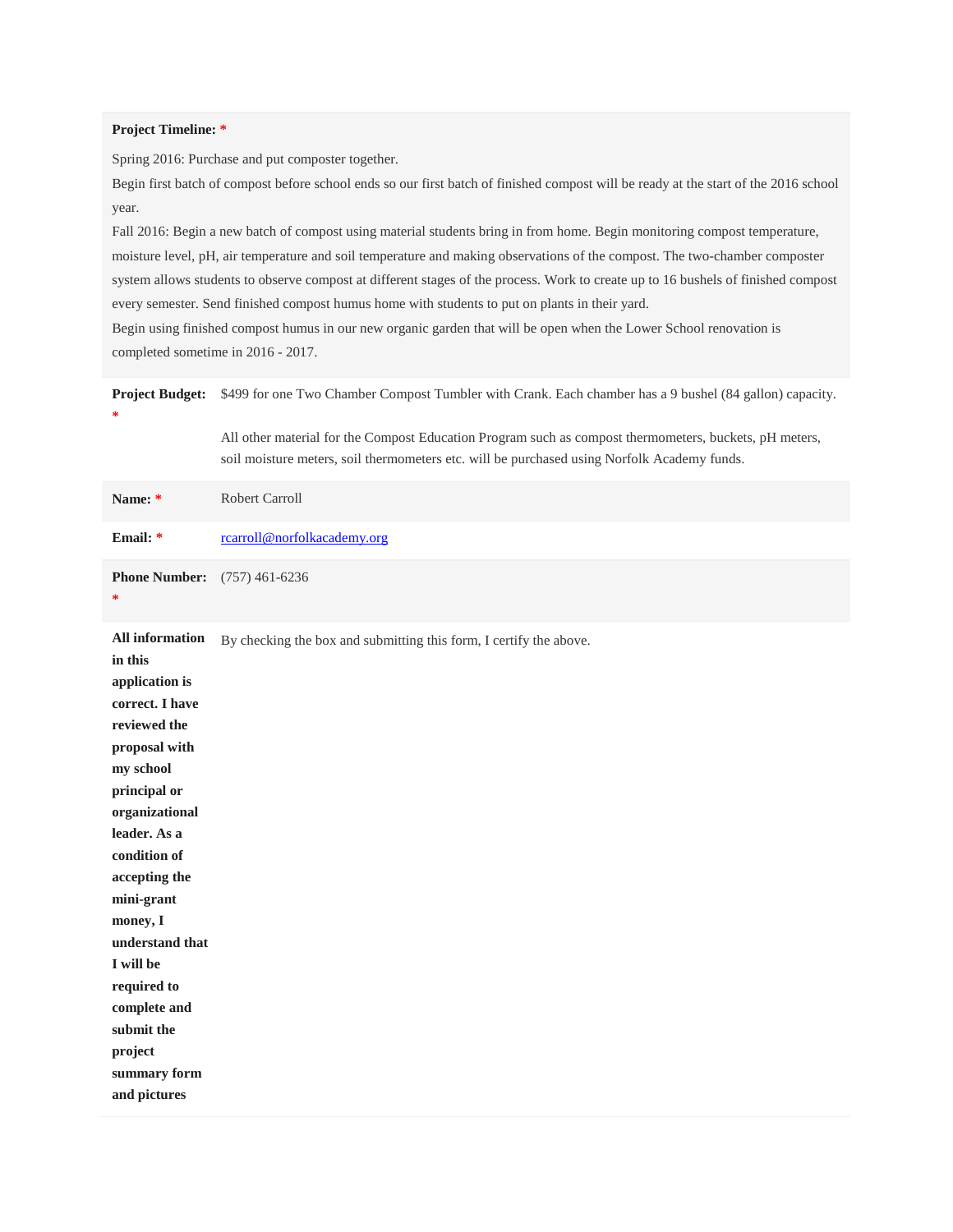**Project Timeline:** *

Spring 2016: Purchase and put composter together.

Begin first batch of compost before school ends so our first batch of finished compost will be ready at the start of the 2016 school year.

Fall 2016: Begin a new batch of compost using material students bring in from home. Begin monitoring compost temperature, moisture level, pH, air temperature and soil temperature and making observations of the compost. The two-chamber composter system allows students to observe compost at different stages of the process. Work to create up to 16 bushels of finished compost every semester. Send finished compost humus home with students to put on plants in their yard.

Begin using finished compost humus in our new organic garden that will be open when the Lower School renovation is completed sometime in 2016 - 2017.

| | |
|---|---|
| **Project Budget:** * | $499 for one Two Chamber Compost Tumbler with Crank. Each chamber has a 9 bushel (84 gallon) capacity.<br><br>All other material for the Compost Education Program such as compost thermometers, buckets, pH meters, soil moisture meters, soil thermometers etc. will be purchased using Norfolk Academy funds. |
| **Name:** * | Robert Carroll |
| **Email:** * | rcarroll@norfolkacademy.org |
| **Phone Number:** * | (757) 461-6236 |
| **All information in this application is correct. I have reviewed the proposal with my school principal or organizational leader. As a condition of accepting the mini-grant money, I understand that I will be required to complete and submit the project summary form and pictures** | By checking the box and submitting this form, I certify the above. |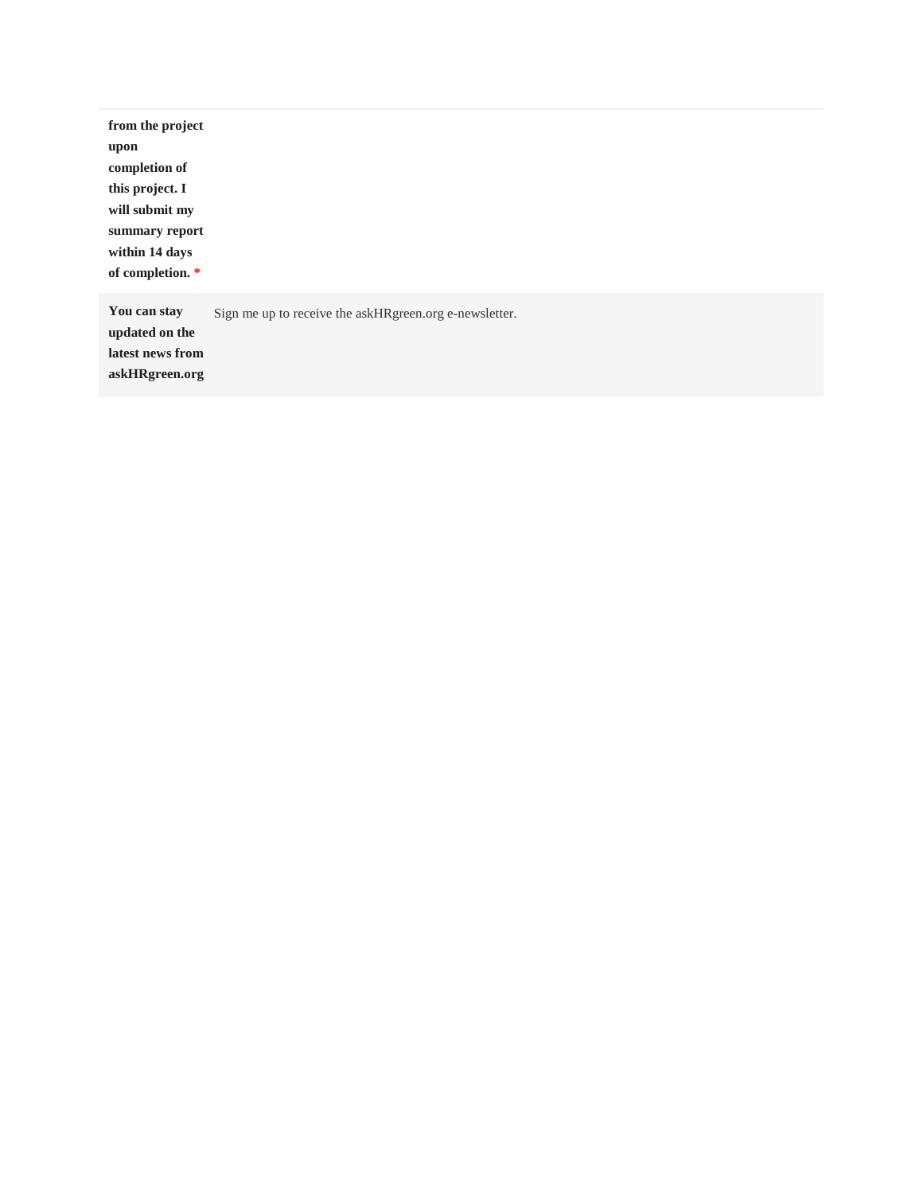| | |
|---|---|
| **from the project upon completion of this project. I will submit my summary report within 14 days of completion.** * | |
| **You can stay updated on the latest news from askHRgreen.org** | Sign me up to receive the askHRgreen.org e-newsletter. |